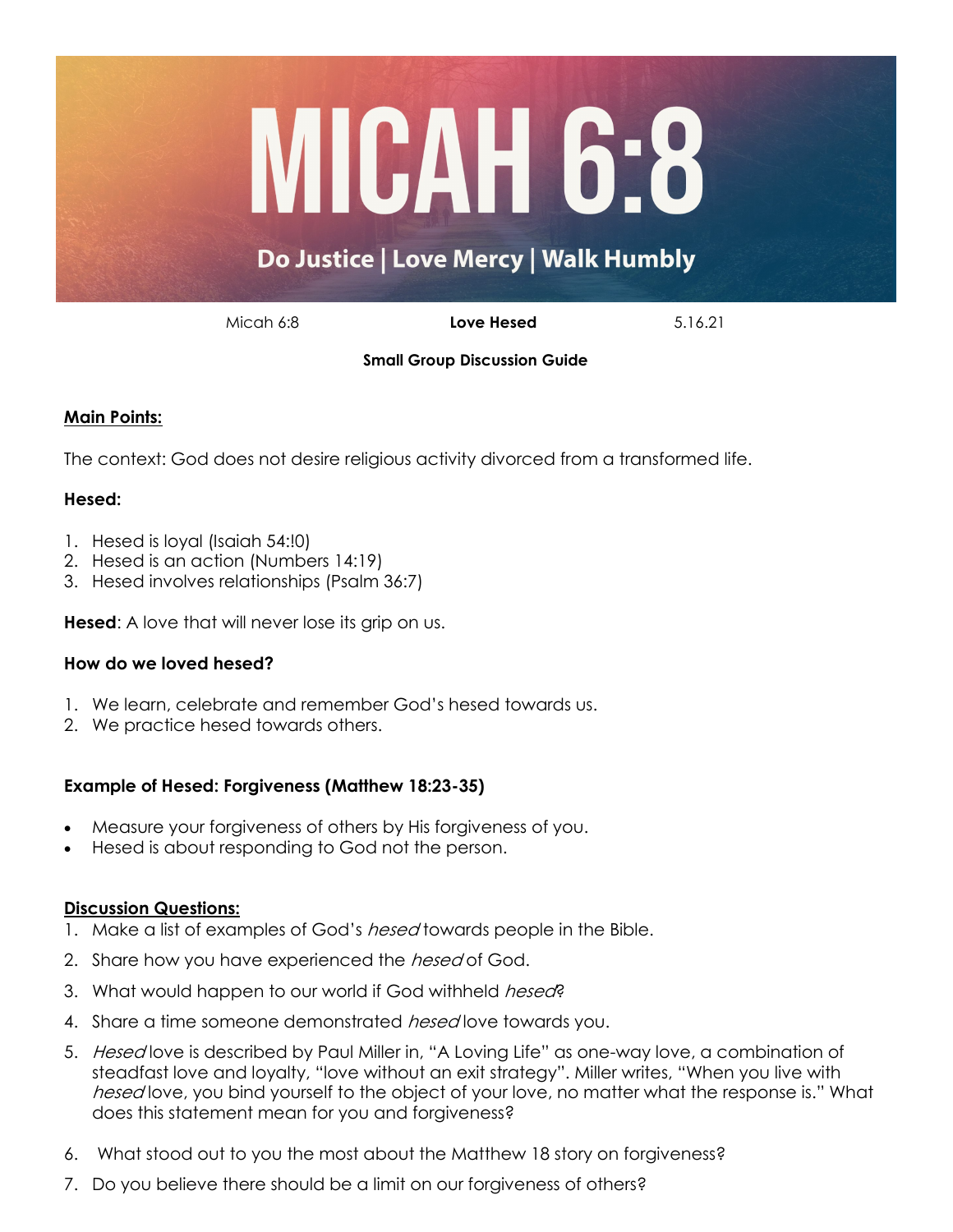# MICAH 6:8

## Do Justice | Love Mercy | Walk Humbly

Micah 6:8 **Love Hesed** 5.16.21

**Small Group Discussion Guide**

**Main Points:**

The context: God does not desire religious activity divorced from a transformed life.

**Hesed:**

1. Hesed is loyal (Isaiah 54:!0)
2. Hesed is an action (Numbers 14:19)
3. Hesed involves relationships (Psalm 36:7)

**Hesed**: A love that will never lose its grip on us.

**How do we loved hesed?**

1. We learn, celebrate and remember God's hesed towards us.
2. We practice hesed towards others.

**Example of Hesed: Forgiveness (Matthew 18:23-35)**

- Measure your forgiveness of others by His forgiveness of you.
- Hesed is about responding to God not the person.

**Discussion Questions:**

1. Make a list of examples of God's *hesed* towards people in the Bible.
2. Share how you have experienced the *hesed* of God.
3. What would happen to our world if God withheld *hesed*?
4. Share a time someone demonstrated *hesed* love towards you.
5. *Hesed* love is described by Paul Miller in, "A Loving Life" as one-way love, a combination of steadfast love and loyalty, "love without an exit strategy". Miller writes, "When you live with *hesed* love, you bind yourself to the object of your love, no matter what the response is." What does this statement mean for you and forgiveness?
6. What stood out to you the most about the Matthew 18 story on forgiveness?
7. Do you believe there should be a limit on our forgiveness of others?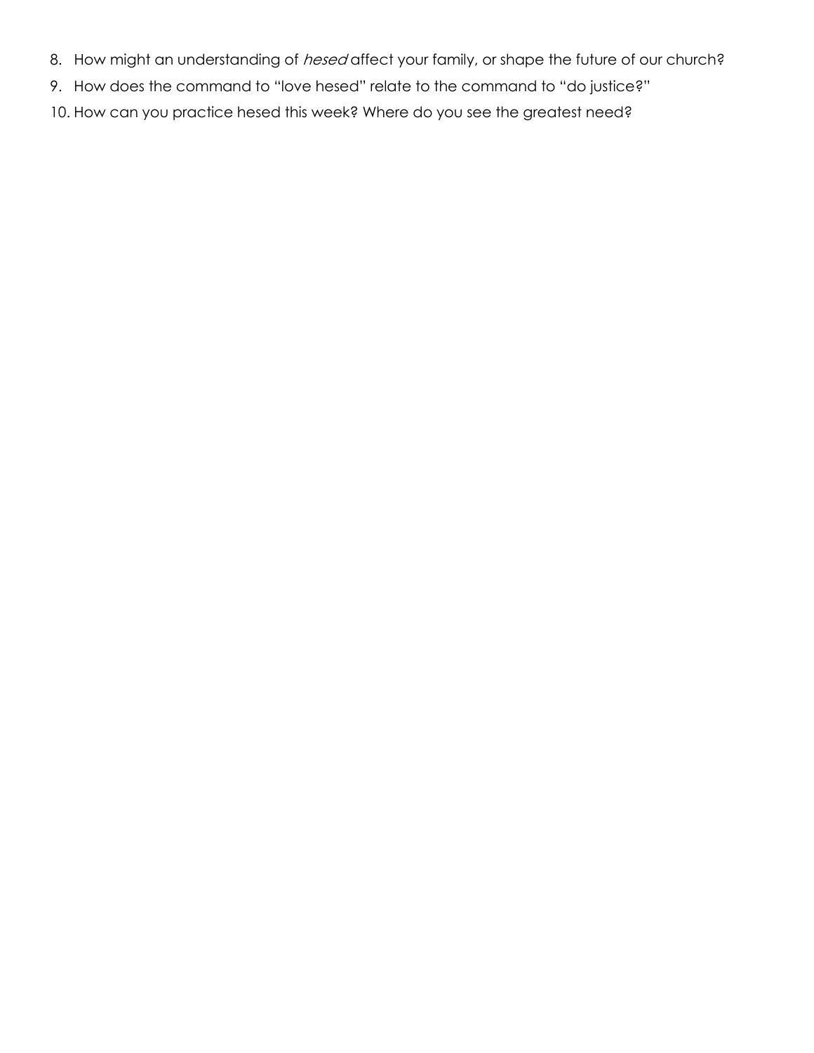8. How might an understanding of *hesed* affect your family, or shape the future of our church?
9. How does the command to "love hesed" relate to the command to "do justice?"
10. How can you practice hesed this week? Where do you see the greatest need?